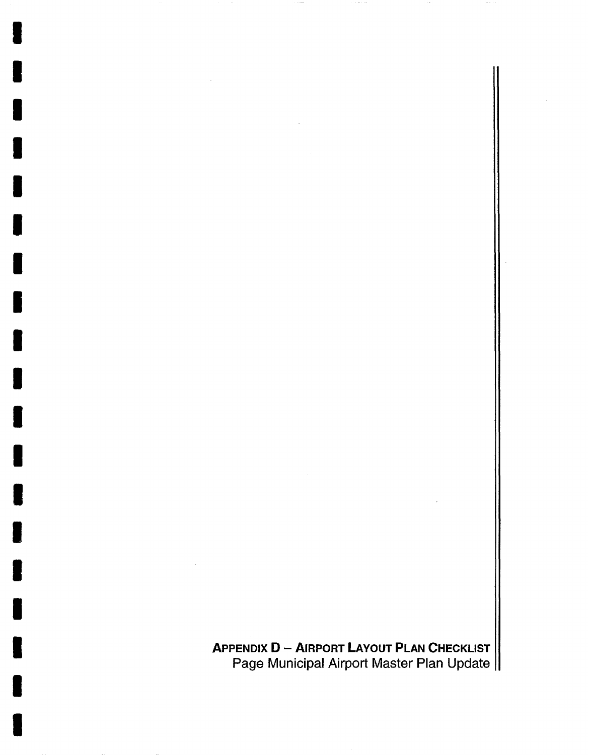# Appendix D – Airport Layout Plan Checklist

Page Municipal Airport Master Plan Update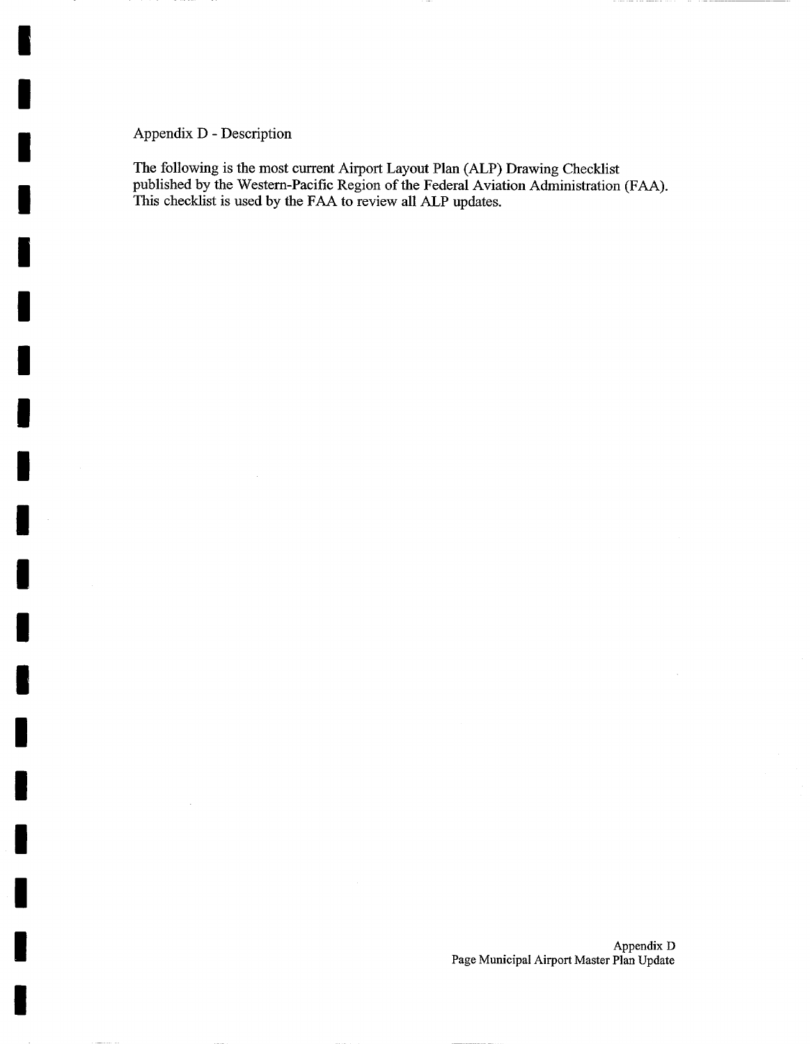Appendix D - Description

The following is the most current Airport Layout Plan (ALP) Drawing Checklist published by the Western-Pacific Region of the Federal Aviation Administration (FAA). This checklist is used by the FAA to review all ALP updates.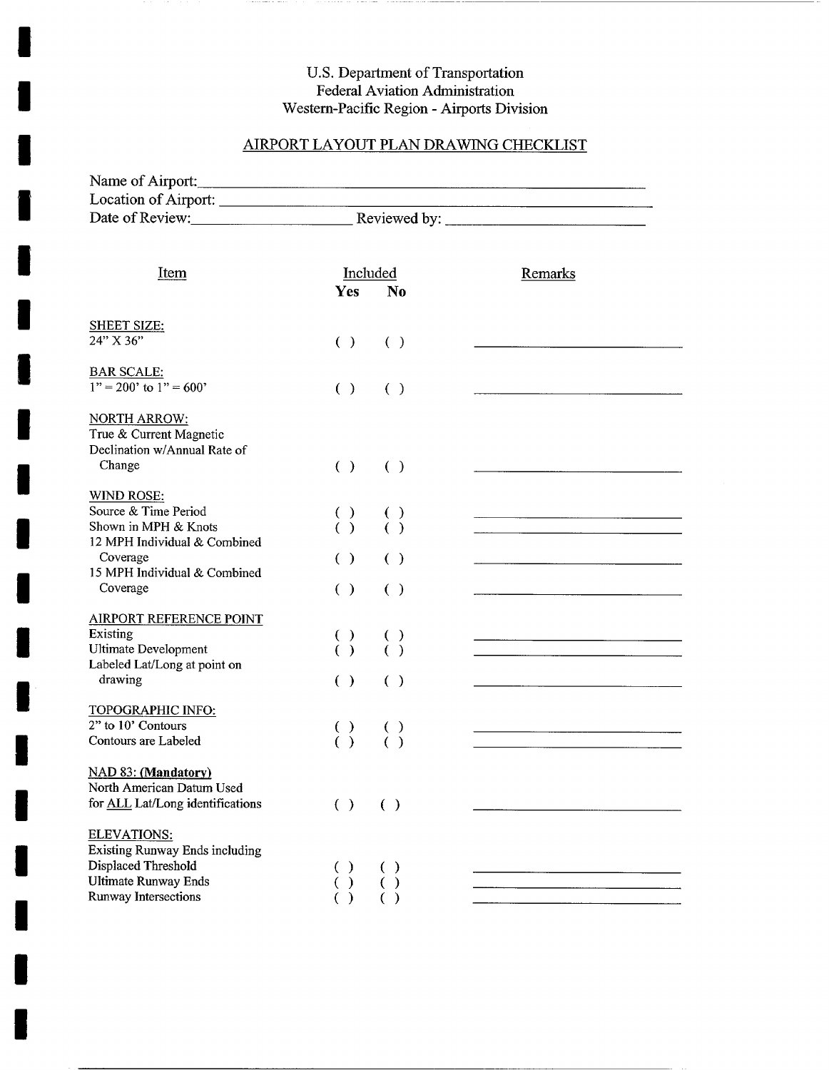U.S. Department of Transportation
Federal Aviation Administration
Western-Pacific Region - Airports Division

## AIRPORT LAYOUT PLAN DRAWING CHECKLIST

Name of Airport: ______________________________

Location of Airport: ______________________________

Date of Review: ______________ Reviewed by: ______________

| Item | Included Yes | Included No | Remarks |
|---|---|---|---|
| **SHEET SIZE:** | | | |
| 24" X 36" | ( ) | ( ) | ________ |
| **BAR SCALE:** | | | |
| 1" = 200' to 1" = 600' | ( ) | ( ) | ________ |
| **NORTH ARROW:** | | | |
| True & Current Magnetic Declination w/Annual Rate of Change | ( ) | ( ) | ________ |
| **WIND ROSE:** | | | |
| Source & Time Period | ( ) | ( ) | ________ |
| Shown in MPH & Knots | ( ) | ( ) | ________ |
| 12 MPH Individual & Combined Coverage | ( ) | ( ) | ________ |
| 15 MPH Individual & Combined Coverage | ( ) | ( ) | ________ |
| **AIRPORT REFERENCE POINT** | | | |
| Existing | ( ) | ( ) | ________ |
| Ultimate Development | ( ) | ( ) | ________ |
| Labeled Lat/Long at point on drawing | ( ) | ( ) | ________ |
| **TOPOGRAPHIC INFO:** | | | |
| 2" to 10' Contours | ( ) | ( ) | ________ |
| Contours are Labeled | ( ) | ( ) | ________ |
| **NAD 83: (Mandatory)** | | | |
| North American Datum Used for ALL Lat/Long identifications | ( ) | ( ) | ________ |
| **ELEVATIONS:** | | | |
| Existing Runway Ends including Displaced Threshold | ( ) | ( ) | ________ |
| Ultimate Runway Ends | ( ) | ( ) | ________ |
| Runway Intersections | ( ) | ( ) | ________ |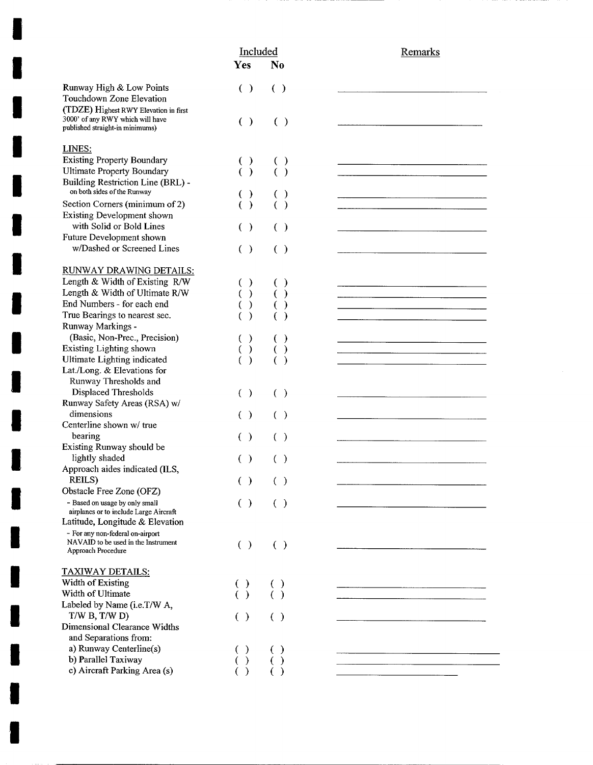| | Included | | Remarks |
|---|---|---|---|
| | **Yes** | **No** | |
| Runway High & Low Points | ( ) | ( ) | ________________ |
| Touchdown Zone Elevation (TDZE) Highest RWY Elevation in first 3000' of any RWY which will have published straight-in minimums) | ( ) | ( ) | ________________ |
| **LINES:** | | | |
| Existing Property Boundary | ( ) | ( ) | ________________ |
| Ultimate Property Boundary | ( ) | ( ) | ________________ |
| Building Restriction Line (BRL) - on both sides of the Runway | ( ) | ( ) | ________________ |
| Section Corners (minimum of 2) | ( ) | ( ) | ________________ |
| Existing Development shown with Solid or Bold Lines | ( ) | ( ) | ________________ |
| Future Development shown w/Dashed or Screened Lines | ( ) | ( ) | ________________ |
| **RUNWAY DRAWING DETAILS:** | | | |
| Length & Width of Existing R/W | ( ) | ( ) | ________________ |
| Length & Width of Ultimate R/W | ( ) | ( ) | ________________ |
| End Numbers - for each end | ( ) | ( ) | ________________ |
| True Bearings to nearest sec. | ( ) | ( ) | ________________ |
| Runway Markings - (Basic, Non-Prec., Precision) | ( ) | ( ) | ________________ |
| Existing Lighting shown | ( ) | ( ) | ________________ |
| Ultimate Lighting indicated | ( ) | ( ) | ________________ |
| Lat./Long. & Elevations for Runway Thresholds and Displaced Thresholds | ( ) | ( ) | ________________ |
| Runway Safety Areas (RSA) w/ dimensions | ( ) | ( ) | ________________ |
| Centerline shown w/ true bearing | ( ) | ( ) | ________________ |
| Existing Runway should be lightly shaded | ( ) | ( ) | ________________ |
| Approach aides indicated (ILS, REILS) | ( ) | ( ) | ________________ |
| Obstacle Free Zone (OFZ) - Based on usage by only small airplanes or to include Large Aircraft | ( ) | ( ) | ________________ |
| Latitude, Longitude & Elevation - For any non-federal on-airport NAVAID to be used in the Instrument Approach Procedure | ( ) | ( ) | ________________ |
| **TAXIWAY DETAILS:** | | | |
| Width of Existing | ( ) | ( ) | ________________ |
| Width of Ultimate | ( ) | ( ) | ________________ |
| Labeled by Name (i.e.T/W A, T/W B, T/W D) | ( ) | ( ) | ________________ |
| Dimensional Clearance Widths and Separations from: | | | |
| a) Runway Centerline(s) | ( ) | ( ) | ________________ |
| b) Parallel Taxiway | ( ) | ( ) | ________________ |
| c) Aircraft Parking Area (s) | ( ) | ( ) | ________________ |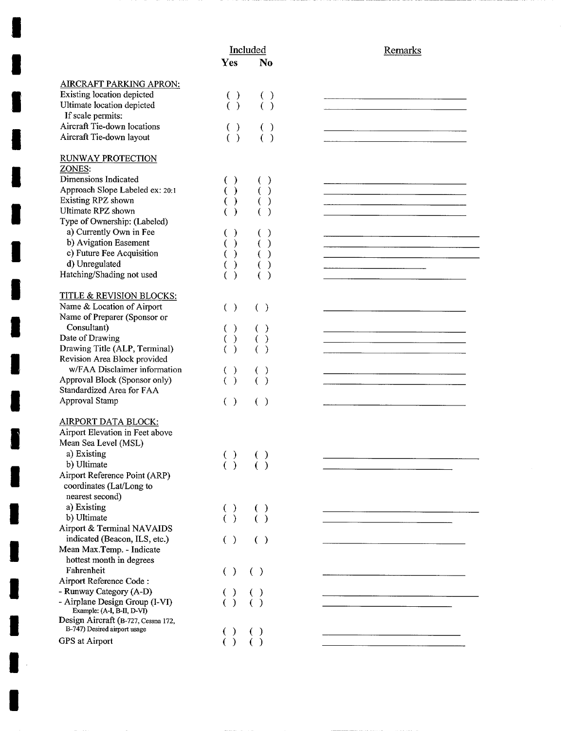| | Included | | Remarks |
|---|---|---|---|
| | Yes | No | |
| **AIRCRAFT PARKING APRON:** | | | |
| Existing location depicted | ( ) | ( ) | |
| Ultimate location depicted | ( ) | ( ) | |
| If scale permits: | | | |
| Aircraft Tie-down locations | ( ) | ( ) | |
| Aircraft Tie-down layout | ( ) | ( ) | |
| **RUNWAY PROTECTION ZONES:** | | | |
| Dimensions Indicated | ( ) | ( ) | |
| Approach Slope Labeled ex: 20:1 | ( ) | ( ) | |
| Existing RPZ shown | ( ) | ( ) | |
| Ultimate RPZ shown | ( ) | ( ) | |
| Type of Ownership: (Labeled) | | | |
| a) Currently Own in Fee | ( ) | ( ) | |
| b) Avigation Easement | ( ) | ( ) | |
| c) Future Fee Acquisition | ( ) | ( ) | |
| d) Unregulated | ( ) | ( ) | |
| Hatching/Shading not used | ( ) | ( ) | |
| **TITLE & REVISION BLOCKS:** | | | |
| Name & Location of Airport | ( ) | ( ) | |
| Name of Preparer (Sponsor or Consultant) | ( ) | ( ) | |
| Date of Drawing | ( ) | ( ) | |
| Drawing Title (ALP, Terminal) | ( ) | ( ) | |
| Revision Area Block provided w/FAA Disclaimer information | ( ) | ( ) | |
| Approval Block (Sponsor only) | ( ) | ( ) | |
| Standardized Area for FAA Approval Stamp | ( ) | ( ) | |
| **AIRPORT DATA BLOCK:** | | | |
| Airport Elevation in Feet above Mean Sea Level (MSL) | | | |
| a) Existing | ( ) | ( ) | |
| b) Ultimate | ( ) | ( ) | |
| Airport Reference Point (ARP) coordinates (Lat/Long to nearest second) | | | |
| a) Existing | ( ) | ( ) | |
| b) Ultimate | ( ) | ( ) | |
| Airport & Terminal NAVAIDS indicated (Beacon, ILS, etc.) | ( ) | ( ) | |
| Mean Max.Temp. - Indicate hottest month in degrees Fahrenheit | ( ) | ( ) | |
| Airport Reference Code : | | | |
| - Runway Category (A-D) | ( ) | ( ) | |
| - Airplane Design Group (I-VI) Example: (A-I, B-II, D-VI) | ( ) | ( ) | |
| Design Aircraft (B-727, Cessna 172, B-747) Desired airport usage | ( ) | ( ) | |
| GPS at Airport | ( ) | ( ) | |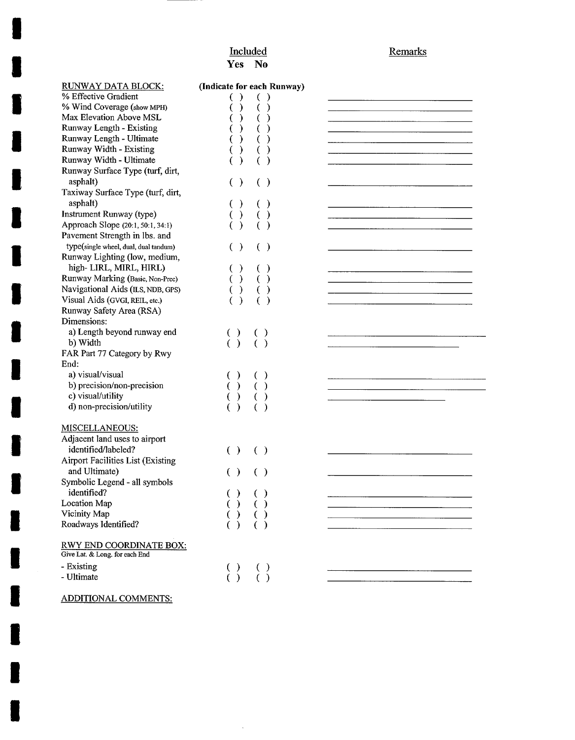| | Included Yes | Included No | Remarks |
|---|---|---|---|
| **RUNWAY DATA BLOCK:** | **(Indicate for each Runway)** | | |
| % Effective Gradient | ( ) | ( ) | ____________ |
| % Wind Coverage (show MPH) | ( ) | ( ) | ____________ |
| Max Elevation Above MSL | ( ) | ( ) | ____________ |
| Runway Length - Existing | ( ) | ( ) | ____________ |
| Runway Length - Ultimate | ( ) | ( ) | ____________ |
| Runway Width - Existing | ( ) | ( ) | ____________ |
| Runway Width - Ultimate | ( ) | ( ) | ____________ |
| Runway Surface Type (turf, dirt, asphalt) | ( ) | ( ) | ____________ |
| Taxiway Surface Type (turf, dirt, asphalt) | ( ) | ( ) | ____________ |
| Instrument Runway (type) | ( ) | ( ) | ____________ |
| Approach Slope (20:1, 50:1, 34:1) | ( ) | ( ) | ____________ |
| Pavement Strength in lbs. and type(single wheel, dual, dual tandum) | ( ) | ( ) | ____________ |
| Runway Lighting (low, medium, high- LIRL, MIRL, HIRL) | ( ) | ( ) | ____________ |
| Runway Marking (Basic, Non-Prec) | ( ) | ( ) | ____________ |
| Navigational Aids (ILS, NDB, GPS) | ( ) | ( ) | ____________ |
| Visual Aids (GVGI, REIL, etc.) | ( ) | ( ) | ____________ |
| Runway Safety Area (RSA) Dimensions: | | | |
| a) Length beyond runway end | ( ) | ( ) | ____________ |
| b) Width | ( ) | ( ) | ____________ |
| FAR Part 77 Category by Rwy End: | | | |
| a) visual/visual | ( ) | ( ) | ____________ |
| b) precision/non-precision | ( ) | ( ) | ____________ |
| c) visual/utility | ( ) | ( ) | ____________ |
| d) non-precision/utility | ( ) | ( ) | |
| **MISCELLANEOUS:** | | | |
| Adjacent land uses to airport identified/labeled? | ( ) | ( ) | ____________ |
| Airport Facilities List (Existing and Ultimate) | ( ) | ( ) | ____________ |
| Symbolic Legend - all symbols identified? | ( ) | ( ) | ____________ |
| Location Map | ( ) | ( ) | ____________ |
| Vicinity Map | ( ) | ( ) | ____________ |
| Roadways Identified? | ( ) | ( ) | ____________ |
| **RWY END COORDINATE BOX:** Give Lat. & Long. for each End | | | |
| - Existing | ( ) | ( ) | ____________ |
| - Ultimate | ( ) | ( ) | ____________ |

ADDITIONAL COMMENTS: